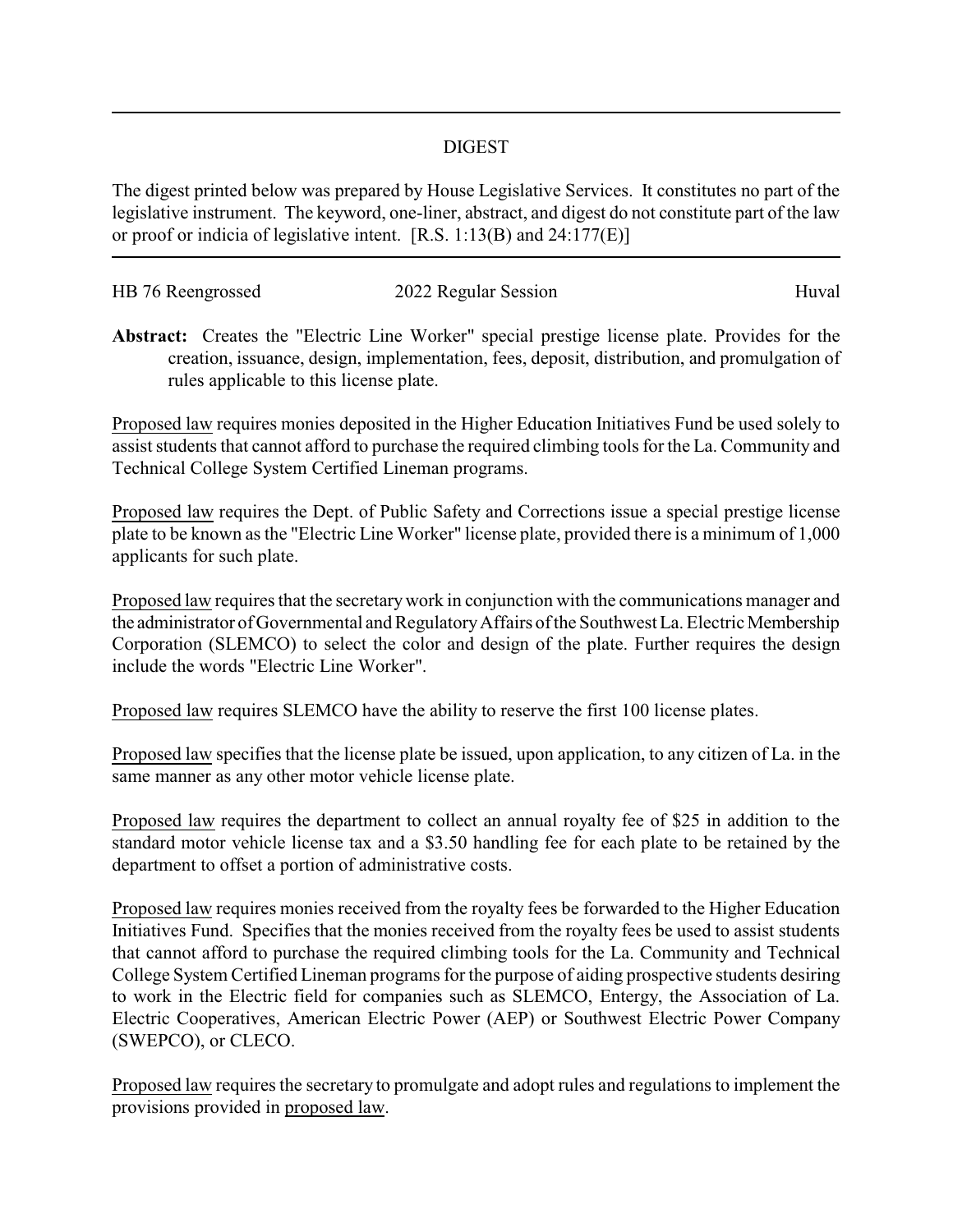## DIGEST

The digest printed below was prepared by House Legislative Services. It constitutes no part of the legislative instrument. The keyword, one-liner, abstract, and digest do not constitute part of the law or proof or indicia of legislative intent. [R.S. 1:13(B) and 24:177(E)]

| HB 76 Reengrossed | 2022 Regular Session | Huval |
|---|---|---|

**Abstract:** Creates the "Electric Line Worker" special prestige license plate. Provides for the creation, issuance, design, implementation, fees, deposit, distribution, and promulgation of rules applicable to this license plate.

Proposed law requires monies deposited in the Higher Education Initiatives Fund be used solely to assist students that cannot afford to purchase the required climbing tools for the La. Community and Technical College System Certified Lineman programs.

Proposed law requires the Dept. of Public Safety and Corrections issue a special prestige license plate to be known as the "Electric Line Worker" license plate, provided there is a minimum of 1,000 applicants for such plate.

Proposed law requires that the secretary work in conjunction with the communications manager and the administrator of Governmental and Regulatory Affairs of the Southwest La. Electric Membership Corporation (SLEMCO) to select the color and design of the plate. Further requires the design include the words "Electric Line Worker".

Proposed law requires SLEMCO have the ability to reserve the first 100 license plates.

Proposed law specifies that the license plate be issued, upon application, to any citizen of La. in the same manner as any other motor vehicle license plate.

Proposed law requires the department to collect an annual royalty fee of $25 in addition to the standard motor vehicle license tax and a $3.50 handling fee for each plate to be retained by the department to offset a portion of administrative costs.

Proposed law requires monies received from the royalty fees be forwarded to the Higher Education Initiatives Fund. Specifies that the monies received from the royalty fees be used to assist students that cannot afford to purchase the required climbing tools for the La. Community and Technical College System Certified Lineman programs for the purpose of aiding prospective students desiring to work in the Electric field for companies such as SLEMCO, Entergy, the Association of La. Electric Cooperatives, American Electric Power (AEP) or Southwest Electric Power Company (SWEPCO), or CLECO.

Proposed law requires the secretary to promulgate and adopt rules and regulations to implement the provisions provided in proposed law.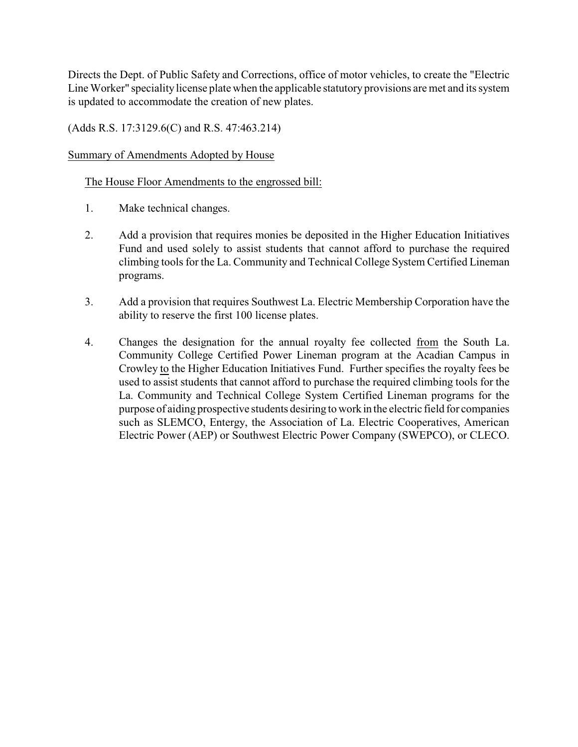Directs the Dept. of Public Safety and Corrections, office of motor vehicles, to create the "Electric Line Worker" speciality license plate when the applicable statutory provisions are met and its system is updated to accommodate the creation of new plates.

(Adds R.S. 17:3129.6(C) and R.S. 47:463.214)

<u>Summary of Amendments Adopted by House</u>

<u>The House Floor Amendments to the engrossed bill:</u>

1. Make technical changes.

2. Add a provision that requires monies be deposited in the Higher Education Initiatives Fund and used solely to assist students that cannot afford to purchase the required climbing tools for the La. Community and Technical College System Certified Lineman programs.

3. Add a provision that requires Southwest La. Electric Membership Corporation have the ability to reserve the first 100 license plates.

4. Changes the designation for the annual royalty fee collected <u>from</u> the South La. Community College Certified Power Lineman program at the Acadian Campus in Crowley <u>to</u> the Higher Education Initiatives Fund. Further specifies the royalty fees be used to assist students that cannot afford to purchase the required climbing tools for the La. Community and Technical College System Certified Lineman programs for the purpose of aiding prospective students desiring to work in the electric field for companies such as SLEMCO, Entergy, the Association of La. Electric Cooperatives, American Electric Power (AEP) or Southwest Electric Power Company (SWEPCO), or CLECO.